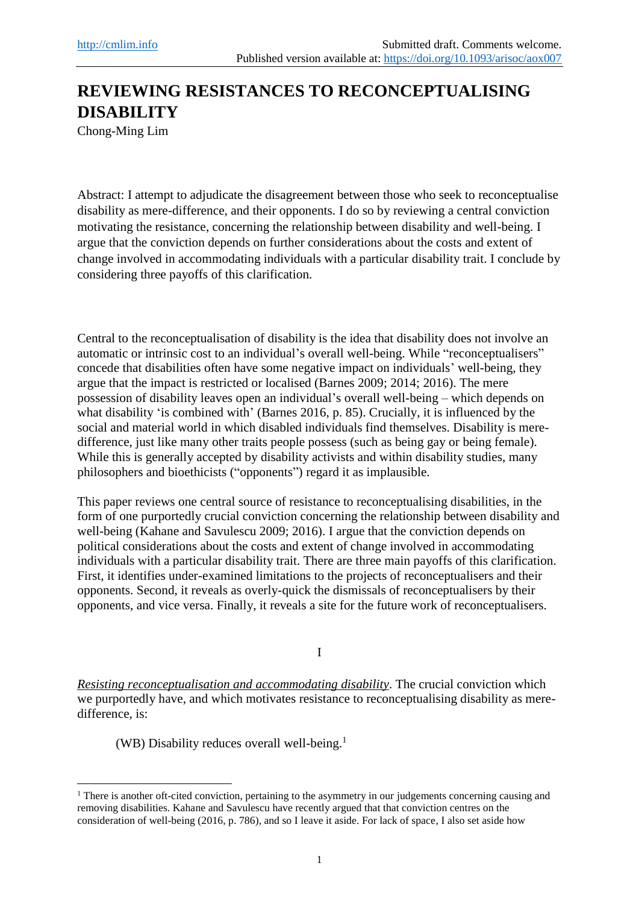# REVIEWING RESISTANCES TO RECONCEPTUALISING DISABILITY

Chong-Ming Lim

Abstract: I attempt to adjudicate the disagreement between those who seek to reconceptualise disability as mere-difference, and their opponents. I do so by reviewing a central conviction motivating the resistance, concerning the relationship between disability and well-being. I argue that the conviction depends on further considerations about the costs and extent of change involved in accommodating individuals with a particular disability trait. I conclude by considering three payoffs of this clarification.

Central to the reconceptualisation of disability is the idea that disability does not involve an automatic or intrinsic cost to an individual's overall well-being. While "reconceptualisers" concede that disabilities often have some negative impact on individuals' well-being, they argue that the impact is restricted or localised (Barnes 2009; 2014; 2016). The mere possession of disability leaves open an individual's overall well-being – which depends on what disability 'is combined with' (Barnes 2016, p. 85). Crucially, it is influenced by the social and material world in which disabled individuals find themselves. Disability is mere-difference, just like many other traits people possess (such as being gay or being female). While this is generally accepted by disability activists and within disability studies, many philosophers and bioethicists ("opponents") regard it as implausible.

This paper reviews one central source of resistance to reconceptualising disabilities, in the form of one purportedly crucial conviction concerning the relationship between disability and well-being (Kahane and Savulescu 2009; 2016). I argue that the conviction depends on political considerations about the costs and extent of change involved in accommodating individuals with a particular disability trait. There are three main payoffs of this clarification. First, it identifies under-examined limitations to the projects of reconceptualisers and their opponents. Second, it reveals as overly-quick the dismissals of reconceptualisers by their opponents, and vice versa. Finally, it reveals a site for the future work of reconceptualisers.

## I

*Resisting reconceptualisation and accommodating disability*. The crucial conviction which we purportedly have, and which motivates resistance to reconceptualising disability as mere-difference, is:

(WB) Disability reduces overall well-being.[1]

[1] There is another oft-cited conviction, pertaining to the asymmetry in our judgements concerning causing and removing disabilities. Kahane and Savulescu have recently argued that that conviction centres on the consideration of well-being (2016, p. 786), and so I leave it aside. For lack of space, I also set aside how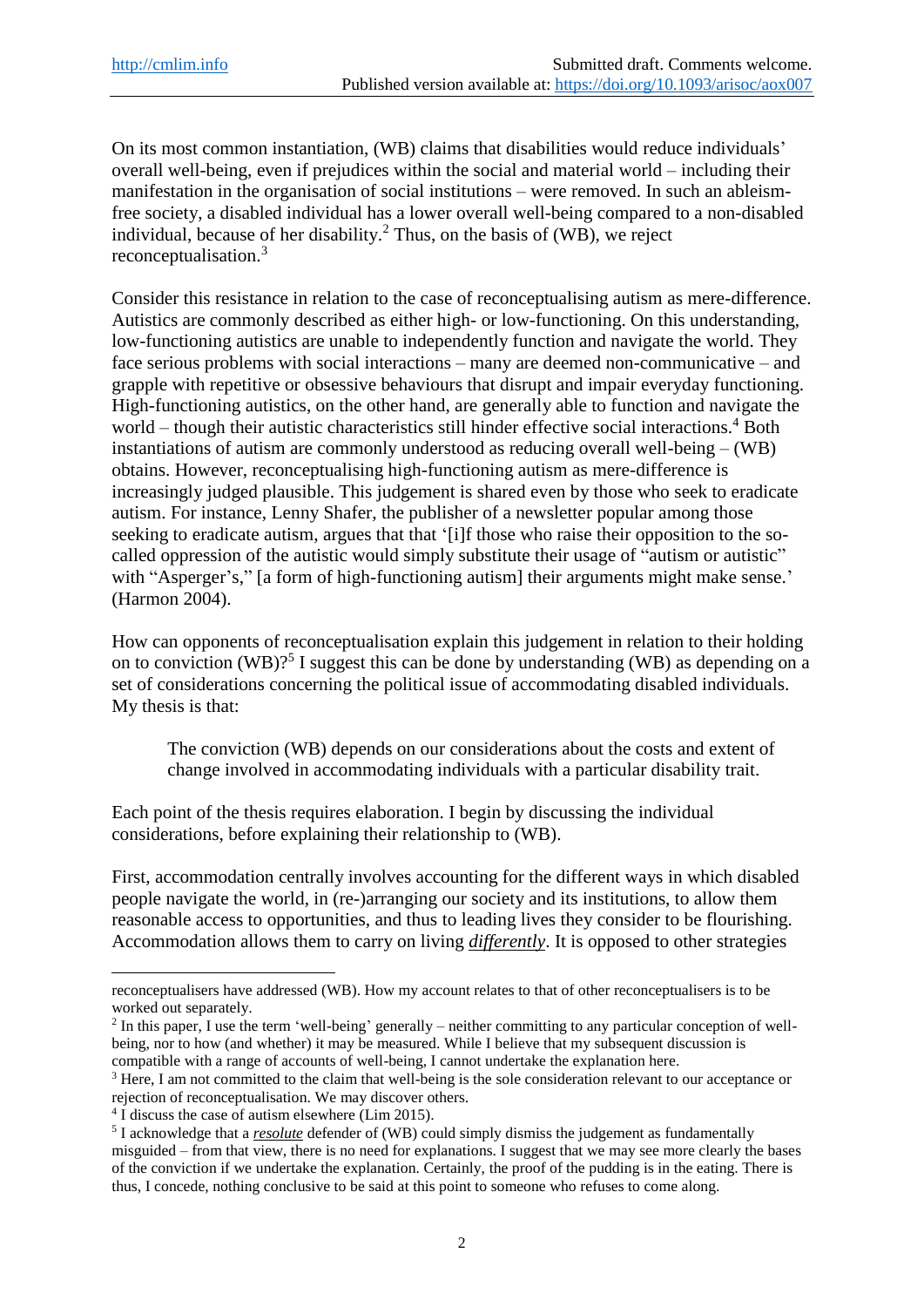On its most common instantiation, (WB) claims that disabilities would reduce individuals' overall well-being, even if prejudices within the social and material world – including their manifestation in the organisation of social institutions – were removed. In such an ableism-free society, a disabled individual has a lower overall well-being compared to a non-disabled individual, because of her disability.[2] Thus, on the basis of (WB), we reject reconceptualisation.[3]

Consider this resistance in relation to the case of reconceptualising autism as mere-difference. Autistics are commonly described as either high- or low-functioning. On this understanding, low-functioning autistics are unable to independently function and navigate the world. They face serious problems with social interactions – many are deemed non-communicative – and grapple with repetitive or obsessive behaviours that disrupt and impair everyday functioning. High-functioning autistics, on the other hand, are generally able to function and navigate the world – though their autistic characteristics still hinder effective social interactions.[4] Both instantiations of autism are commonly understood as reducing overall well-being – (WB) obtains. However, reconceptualising high-functioning autism as mere-difference is increasingly judged plausible. This judgement is shared even by those who seek to eradicate autism. For instance, Lenny Shafer, the publisher of a newsletter popular among those seeking to eradicate autism, argues that that '[i]f those who raise their opposition to the so-called oppression of the autistic would simply substitute their usage of "autism or autistic" with "Asperger's," [a form of high-functioning autism] their arguments might make sense.' (Harmon 2004).

How can opponents of reconceptualisation explain this judgement in relation to their holding on to conviction (WB)?[5] I suggest this can be done by understanding (WB) as depending on a set of considerations concerning the political issue of accommodating disabled individuals. My thesis is that:

> The conviction (WB) depends on our considerations about the costs and extent of change involved in accommodating individuals with a particular disability trait.

Each point of the thesis requires elaboration. I begin by discussing the individual considerations, before explaining their relationship to (WB).

First, accommodation centrally involves accounting for the different ways in which disabled people navigate the world, in (re-)arranging our society and its institutions, to allow them reasonable access to opportunities, and thus to leading lives they consider to be flourishing. Accommodation allows them to carry on living ***differently***. It is opposed to other strategies

---

reconceptualisers have addressed (WB). How my account relates to that of other reconceptualisers is to be worked out separately.

[2] In this paper, I use the term 'well-being' generally – neither committing to any particular conception of well-being, nor to how (and whether) it may be measured. While I believe that my subsequent discussion is compatible with a range of accounts of well-being, I cannot undertake the explanation here.

[3] Here, I am not committed to the claim that well-being is the sole consideration relevant to our acceptance or rejection of reconceptualisation. We may discover others.

[4] I discuss the case of autism elsewhere (Lim 2015).

[5] I acknowledge that a ***resolute*** defender of (WB) could simply dismiss the judgement as fundamentally misguided – from that view, there is no need for explanations. I suggest that we may see more clearly the bases of the conviction if we undertake the explanation. Certainly, the proof of the pudding is in the eating. There is thus, I concede, nothing conclusive to be said at this point to someone who refuses to come along.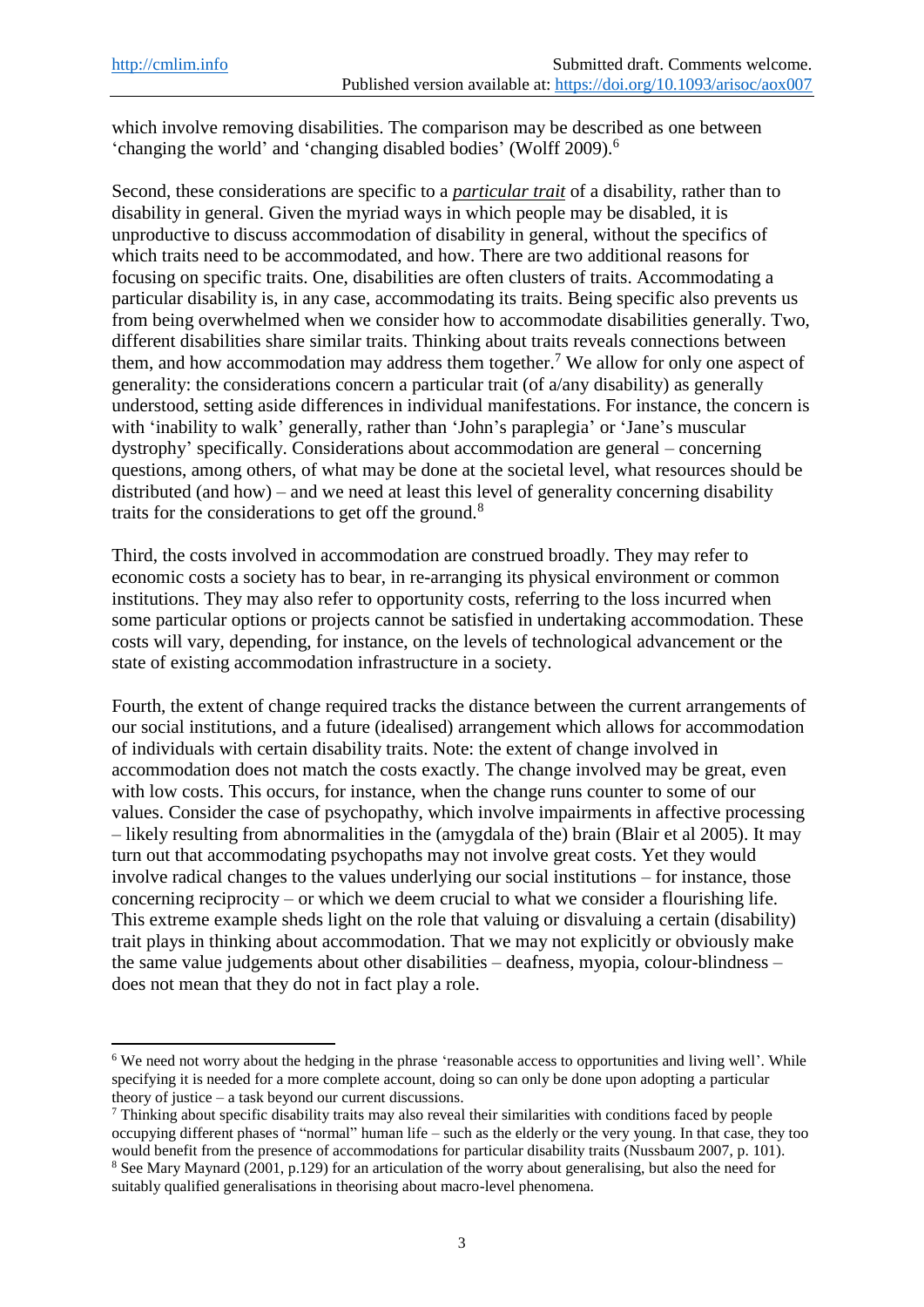which involve removing disabilities. The comparison may be described as one between 'changing the world' and 'changing disabled bodies' (Wolff 2009).[6]

Second, these considerations are specific to a ***particular trait*** of a disability, rather than to disability in general. Given the myriad ways in which people may be disabled, it is unproductive to discuss accommodation of disability in general, without the specifics of which traits need to be accommodated, and how. There are two additional reasons for focusing on specific traits. One, disabilities are often clusters of traits. Accommodating a particular disability is, in any case, accommodating its traits. Being specific also prevents us from being overwhelmed when we consider how to accommodate disabilities generally. Two, different disabilities share similar traits. Thinking about traits reveals connections between them, and how accommodation may address them together.[7] We allow for only one aspect of generality: the considerations concern a particular trait (of a/any disability) as generally understood, setting aside differences in individual manifestations. For instance, the concern is with 'inability to walk' generally, rather than 'John's paraplegia' or 'Jane's muscular dystrophy' specifically. Considerations about accommodation are general – concerning questions, among others, of what may be done at the societal level, what resources should be distributed (and how) – and we need at least this level of generality concerning disability traits for the considerations to get off the ground.[8]

Third, the costs involved in accommodation are construed broadly. They may refer to economic costs a society has to bear, in re-arranging its physical environment or common institutions. They may also refer to opportunity costs, referring to the loss incurred when some particular options or projects cannot be satisfied in undertaking accommodation. These costs will vary, depending, for instance, on the levels of technological advancement or the state of existing accommodation infrastructure in a society.

Fourth, the extent of change required tracks the distance between the current arrangements of our social institutions, and a future (idealised) arrangement which allows for accommodation of individuals with certain disability traits. Note: the extent of change involved in accommodation does not match the costs exactly. The change involved may be great, even with low costs. This occurs, for instance, when the change runs counter to some of our values. Consider the case of psychopathy, which involve impairments in affective processing – likely resulting from abnormalities in the (amygdala of the) brain (Blair et al 2005). It may turn out that accommodating psychopaths may not involve great costs. Yet they would involve radical changes to the values underlying our social institutions – for instance, those concerning reciprocity – or which we deem crucial to what we consider a flourishing life. This extreme example sheds light on the role that valuing or disvaluing a certain (disability) trait plays in thinking about accommodation. That we may not explicitly or obviously make the same value judgements about other disabilities – deafness, myopia, colour-blindness – does not mean that they do not in fact play a role.

---

[6] We need not worry about the hedging in the phrase 'reasonable access to opportunities and living well'. While specifying it is needed for a more complete account, doing so can only be done upon adopting a particular theory of justice – a task beyond our current discussions.

[7] Thinking about specific disability traits may also reveal their similarities with conditions faced by people occupying different phases of "normal" human life – such as the elderly or the very young. In that case, they too would benefit from the presence of accommodations for particular disability traits (Nussbaum 2007, p. 101).

[8] See Mary Maynard (2001, p.129) for an articulation of the worry about generalising, but also the need for suitably qualified generalisations in theorising about macro-level phenomena.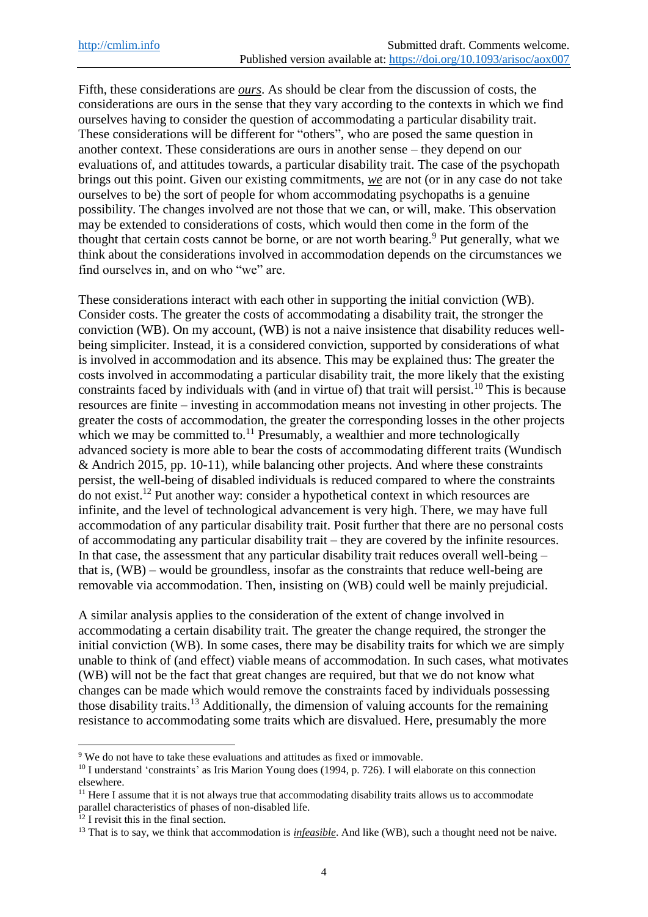Fifth, these considerations are ***ours***. As should be clear from the discussion of costs, the considerations are ours in the sense that they vary according to the contexts in which we find ourselves having to consider the question of accommodating a particular disability trait. These considerations will be different for "others", who are posed the same question in another context. These considerations are ours in another sense – they depend on our evaluations of, and attitudes towards, a particular disability trait. The case of the psychopath brings out this point. Given our existing commitments, ***we*** are not (or in any case do not take ourselves to be) the sort of people for whom accommodating psychopaths is a genuine possibility. The changes involved are not those that we can, or will, make. This observation may be extended to considerations of costs, which would then come in the form of the thought that certain costs cannot be borne, or are not worth bearing.[9] Put generally, what we think about the considerations involved in accommodation depends on the circumstances we find ourselves in, and on who "we" are.

These considerations interact with each other in supporting the initial conviction (WB). Consider costs. The greater the costs of accommodating a disability trait, the stronger the conviction (WB). On my account, (WB) is not a naive insistence that disability reduces well-being simpliciter. Instead, it is a considered conviction, supported by considerations of what is involved in accommodation and its absence. This may be explained thus: The greater the costs involved in accommodating a particular disability trait, the more likely that the existing constraints faced by individuals with (and in virtue of) that trait will persist.[10] This is because resources are finite – investing in accommodation means not investing in other projects. The greater the costs of accommodation, the greater the corresponding losses in the other projects which we may be committed to.[11] Presumably, a wealthier and more technologically advanced society is more able to bear the costs of accommodating different traits (Wundisch & Andrich 2015, pp. 10-11), while balancing other projects. And where these constraints persist, the well-being of disabled individuals is reduced compared to where the constraints do not exist.[12] Put another way: consider a hypothetical context in which resources are infinite, and the level of technological advancement is very high. There, we may have full accommodation of any particular disability trait. Posit further that there are no personal costs of accommodating any particular disability trait – they are covered by the infinite resources. In that case, the assessment that any particular disability trait reduces overall well-being – that is, (WB) – would be groundless, insofar as the constraints that reduce well-being are removable via accommodation. Then, insisting on (WB) could well be mainly prejudicial.

A similar analysis applies to the consideration of the extent of change involved in accommodating a certain disability trait. The greater the change required, the stronger the initial conviction (WB). In some cases, there may be disability traits for which we are simply unable to think of (and effect) viable means of accommodation. In such cases, what motivates (WB) will not be the fact that great changes are required, but that we do not know what changes can be made which would remove the constraints faced by individuals possessing those disability traits.[13] Additionally, the dimension of valuing accounts for the remaining resistance to accommodating some traits which are disvalued. Here, presumably the more

---

[9] We do not have to take these evaluations and attitudes as fixed or immovable.

[10] I understand 'constraints' as Iris Marion Young does (1994, p. 726). I will elaborate on this connection elsewhere.

[11] Here I assume that it is not always true that accommodating disability traits allows us to accommodate parallel characteristics of phases of non-disabled life.

[12] I revisit this in the final section.

[13] That is to say, we think that accommodation is ***infeasible***. And like (WB), such a thought need not be naive.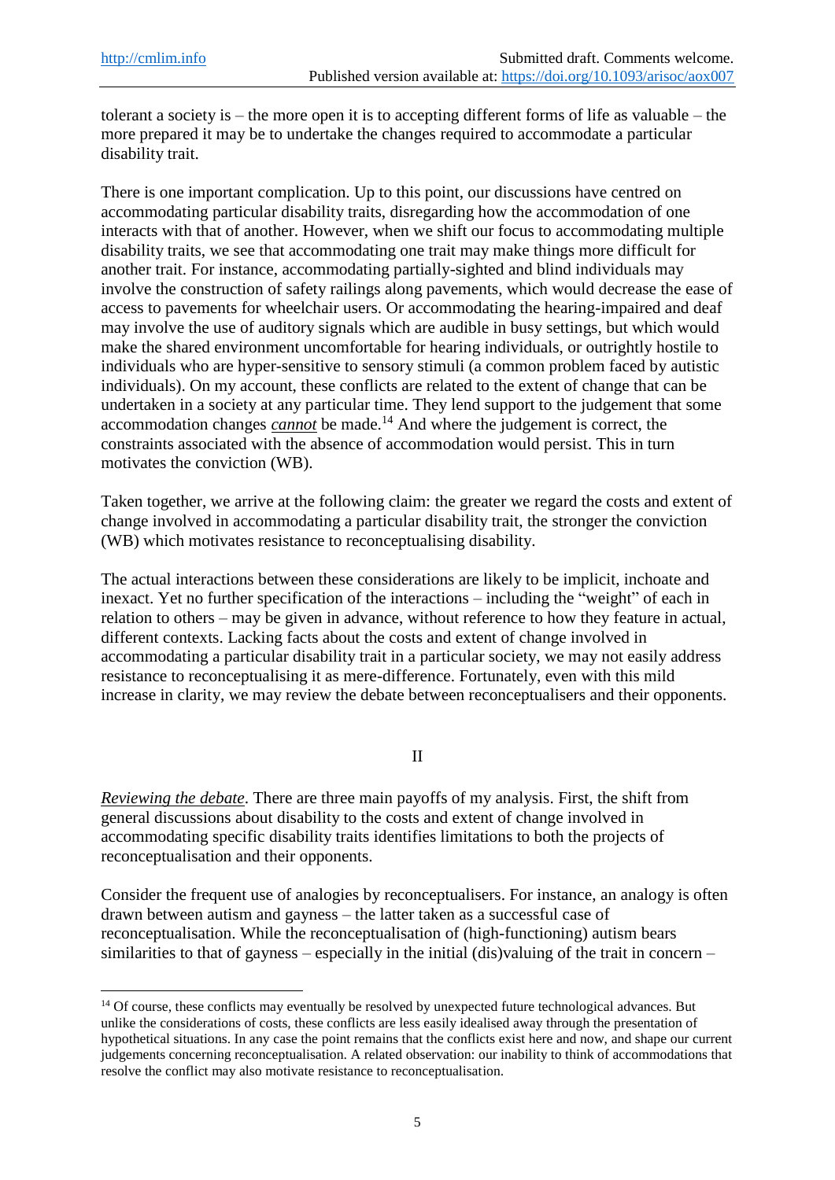tolerant a society is – the more open it is to accepting different forms of life as valuable – the more prepared it may be to undertake the changes required to accommodate a particular disability trait.

There is one important complication. Up to this point, our discussions have centred on accommodating particular disability traits, disregarding how the accommodation of one interacts with that of another. However, when we shift our focus to accommodating multiple disability traits, we see that accommodating one trait may make things more difficult for another trait. For instance, accommodating partially-sighted and blind individuals may involve the construction of safety railings along pavements, which would decrease the ease of access to pavements for wheelchair users. Or accommodating the hearing-impaired and deaf may involve the use of auditory signals which are audible in busy settings, but which would make the shared environment uncomfortable for hearing individuals, or outrightly hostile to individuals who are hyper-sensitive to sensory stimuli (a common problem faced by autistic individuals). On my account, these conflicts are related to the extent of change that can be undertaken in a society at any particular time. They lend support to the judgement that some accommodation changes ***cannot*** be made.[14] And where the judgement is correct, the constraints associated with the absence of accommodation would persist. This in turn motivates the conviction (WB).

Taken together, we arrive at the following claim: the greater we regard the costs and extent of change involved in accommodating a particular disability trait, the stronger the conviction (WB) which motivates resistance to reconceptualising disability.

The actual interactions between these considerations are likely to be implicit, inchoate and inexact. Yet no further specification of the interactions – including the "weight" of each in relation to others – may be given in advance, without reference to how they feature in actual, different contexts. Lacking facts about the costs and extent of change involved in accommodating a particular disability trait in a particular society, we may not easily address resistance to reconceptualising it as mere-difference. Fortunately, even with this mild increase in clarity, we may review the debate between reconceptualisers and their opponents.

## II

*Reviewing the debate*. There are three main payoffs of my analysis. First, the shift from general discussions about disability to the costs and extent of change involved in accommodating specific disability traits identifies limitations to both the projects of reconceptualisation and their opponents.

Consider the frequent use of analogies by reconceptualisers. For instance, an analogy is often drawn between autism and gayness – the latter taken as a successful case of reconceptualisation. While the reconceptualisation of (high-functioning) autism bears similarities to that of gayness – especially in the initial (dis)valuing of the trait in concern –

[14] Of course, these conflicts may eventually be resolved by unexpected future technological advances. But unlike the considerations of costs, these conflicts are less easily idealised away through the presentation of hypothetical situations. In any case the point remains that the conflicts exist here and now, and shape our current judgements concerning reconceptualisation. A related observation: our inability to think of accommodations that resolve the conflict may also motivate resistance to reconceptualisation.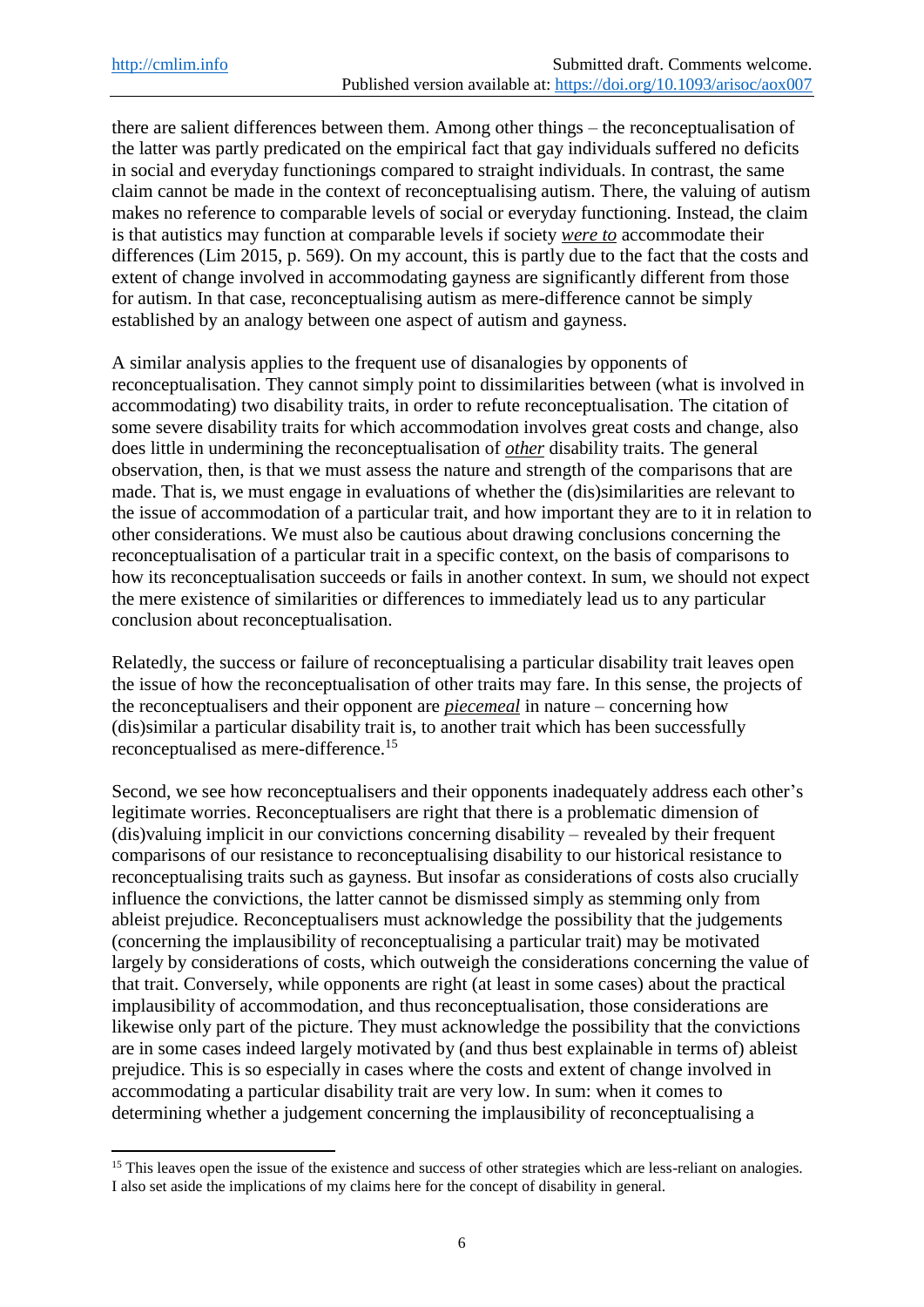there are salient differences between them. Among other things – the reconceptualisation of the latter was partly predicated on the empirical fact that gay individuals suffered no deficits in social and everyday functionings compared to straight individuals. In contrast, the same claim cannot be made in the context of reconceptualising autism. There, the valuing of autism makes no reference to comparable levels of social or everyday functioning. Instead, the claim is that autistics may function at comparable levels if society ***were to*** accommodate their differences (Lim 2015, p. 569). On my account, this is partly due to the fact that the costs and extent of change involved in accommodating gayness are significantly different from those for autism. In that case, reconceptualising autism as mere-difference cannot be simply established by an analogy between one aspect of autism and gayness.

A similar analysis applies to the frequent use of disanalogies by opponents of reconceptualisation. They cannot simply point to dissimilarities between (what is involved in accommodating) two disability traits, in order to refute reconceptualisation. The citation of some severe disability traits for which accommodation involves great costs and change, also does little in undermining the reconceptualisation of ***other*** disability traits. The general observation, then, is that we must assess the nature and strength of the comparisons that are made. That is, we must engage in evaluations of whether the (dis)similarities are relevant to the issue of accommodation of a particular trait, and how important they are to it in relation to other considerations. We must also be cautious about drawing conclusions concerning the reconceptualisation of a particular trait in a specific context, on the basis of comparisons to how its reconceptualisation succeeds or fails in another context. In sum, we should not expect the mere existence of similarities or differences to immediately lead us to any particular conclusion about reconceptualisation.

Relatedly, the success or failure of reconceptualising a particular disability trait leaves open the issue of how the reconceptualisation of other traits may fare. In this sense, the projects of the reconceptualisers and their opponent are ***piecemeal*** in nature – concerning how (dis)similar a particular disability trait is, to another trait which has been successfully reconceptualised as mere-difference.[15]

Second, we see how reconceptualisers and their opponents inadequately address each other's legitimate worries. Reconceptualisers are right that there is a problematic dimension of (dis)valuing implicit in our convictions concerning disability – revealed by their frequent comparisons of our resistance to reconceptualising disability to our historical resistance to reconceptualising traits such as gayness. But insofar as considerations of costs also crucially influence the convictions, the latter cannot be dismissed simply as stemming only from ableist prejudice. Reconceptualisers must acknowledge the possibility that the judgements (concerning the implausibility of reconceptualising a particular trait) may be motivated largely by considerations of costs, which outweigh the considerations concerning the value of that trait. Conversely, while opponents are right (at least in some cases) about the practical implausibility of accommodation, and thus reconceptualisation, those considerations are likewise only part of the picture. They must acknowledge the possibility that the convictions are in some cases indeed largely motivated by (and thus best explainable in terms of) ableist prejudice. This is so especially in cases where the costs and extent of change involved in accommodating a particular disability trait are very low. In sum: when it comes to determining whether a judgement concerning the implausibility of reconceptualising a

[15] This leaves open the issue of the existence and success of other strategies which are less-reliant on analogies. I also set aside the implications of my claims here for the concept of disability in general.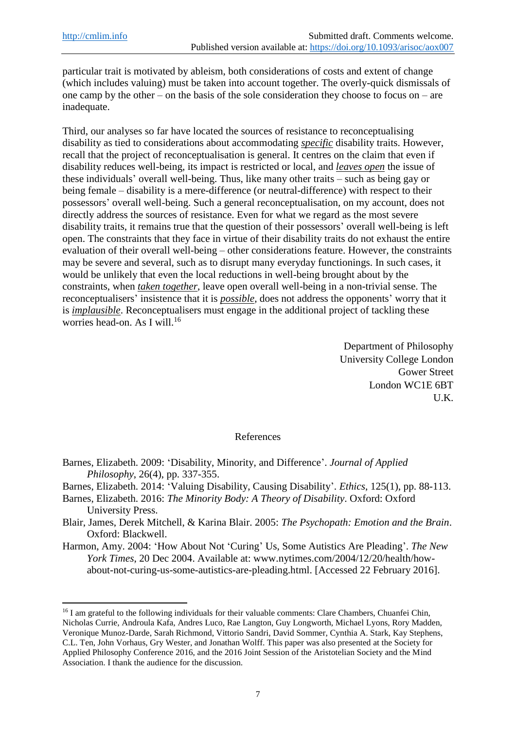particular trait is motivated by ableism, both considerations of costs and extent of change (which includes valuing) must be taken into account together. The overly-quick dismissals of one camp by the other – on the basis of the sole consideration they choose to focus on – are inadequate.

Third, our analyses so far have located the sources of resistance to reconceptualising disability as tied to considerations about accommodating ***specific*** disability traits. However, recall that the project of reconceptualisation is general. It centres on the claim that even if disability reduces well-being, its impact is restricted or local, and ***leaves open*** the issue of these individuals' overall well-being. Thus, like many other traits – such as being gay or being female – disability is a mere-difference (or neutral-difference) with respect to their possessors' overall well-being. Such a general reconceptualisation, on my account, does not directly address the sources of resistance. Even for what we regard as the most severe disability traits, it remains true that the question of their possessors' overall well-being is left open. The constraints that they face in virtue of their disability traits do not exhaust the entire evaluation of their overall well-being – other considerations feature. However, the constraints may be severe and several, such as to disrupt many everyday functionings. In such cases, it would be unlikely that even the local reductions in well-being brought about by the constraints, when ***taken together***, leave open overall well-being in a non-trivial sense. The reconceptualisers' insistence that it is ***possible***, does not address the opponents' worry that it is ***implausible***. Reconceptualisers must engage in the additional project of tackling these worries head-on. As I will.[16]

Department of Philosophy
University College London
Gower Street
London WC1E 6BT
U.K.

## References

Barnes, Elizabeth. 2009: 'Disability, Minority, and Difference'. *Journal of Applied Philosophy*, 26(4), pp. 337-355.

Barnes, Elizabeth. 2014: 'Valuing Disability, Causing Disability'. *Ethics*, 125(1), pp. 88-113.

Barnes, Elizabeth. 2016: *The Minority Body: A Theory of Disability*. Oxford: Oxford University Press.

Blair, James, Derek Mitchell, & Karina Blair. 2005: *The Psychopath: Emotion and the Brain*. Oxford: Blackwell.

Harmon, Amy. 2004: 'How About Not 'Curing' Us, Some Autistics Are Pleading'. *The New York Times*, 20 Dec 2004. Available at: www.nytimes.com/2004/12/20/health/how-about-not-curing-us-some-autistics-are-pleading.html. [Accessed 22 February 2016].

---

[16] I am grateful to the following individuals for their valuable comments: Clare Chambers, Chuanfei Chin, Nicholas Currie, Androula Kafa, Andres Luco, Rae Langton, Guy Longworth, Michael Lyons, Rory Madden, Veronique Munoz-Darde, Sarah Richmond, Vittorio Sandri, David Sommer, Cynthia A. Stark, Kay Stephens, C.L. Ten, John Vorhaus, Gry Wester, and Jonathan Wolff. This paper was also presented at the Society for Applied Philosophy Conference 2016, and the 2016 Joint Session of the Aristotelian Society and the Mind Association. I thank the audience for the discussion.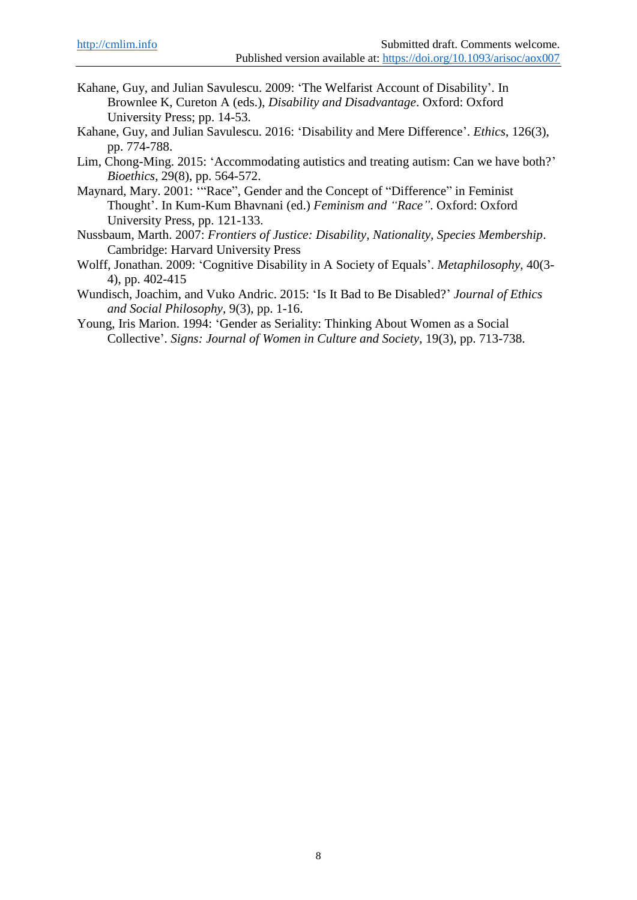Kahane, Guy, and Julian Savulescu. 2009: 'The Welfarist Account of Disability'. In Brownlee K, Cureton A (eds.), *Disability and Disadvantage*. Oxford: Oxford University Press; pp. 14-53.

Kahane, Guy, and Julian Savulescu. 2016: 'Disability and Mere Difference'. *Ethics*, 126(3), pp. 774-788.

Lim, Chong-Ming. 2015: 'Accommodating autistics and treating autism: Can we have both?' *Bioethics*, 29(8), pp. 564-572.

Maynard, Mary. 2001: '"Race", Gender and the Concept of "Difference" in Feminist Thought'. In Kum-Kum Bhavnani (ed.) *Feminism and "Race"*. Oxford: Oxford University Press, pp. 121-133.

Nussbaum, Marth. 2007: *Frontiers of Justice: Disability, Nationality, Species Membership*. Cambridge: Harvard University Press

Wolff, Jonathan. 2009: 'Cognitive Disability in A Society of Equals'. *Metaphilosophy*, 40(3-4), pp. 402-415

Wundisch, Joachim, and Vuko Andric. 2015: 'Is It Bad to Be Disabled?' *Journal of Ethics and Social Philosophy*, 9(3), pp. 1-16.

Young, Iris Marion. 1994: 'Gender as Seriality: Thinking About Women as a Social Collective'. *Signs: Journal of Women in Culture and Society*, 19(3), pp. 713-738.